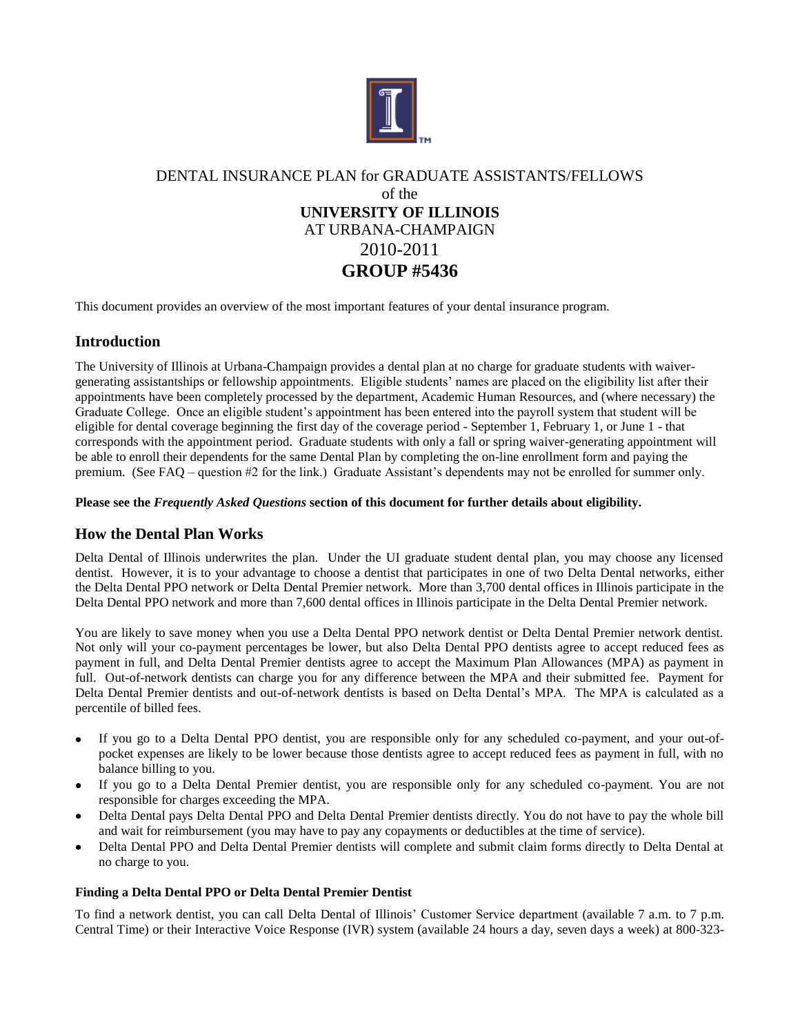# DENTAL INSURANCE PLAN for GRADUATE ASSISTANTS/FELLOWS of the **UNIVERSITY OF ILLINOIS** AT URBANA-CHAMPAIGN 2010-2011 **GROUP #5436**

This document provides an overview of the most important features of your dental insurance program.

## Introduction

The University of Illinois at Urbana-Champaign provides a dental plan at no charge for graduate students with waiver-generating assistantships or fellowship appointments. Eligible students' names are placed on the eligibility list after their appointments have been completely processed by the department, Academic Human Resources, and (where necessary) the Graduate College. Once an eligible student's appointment has been entered into the payroll system that student will be eligible for dental coverage beginning the first day of the coverage period - September 1, February 1, or June 1 - that corresponds with the appointment period. Graduate students with only a fall or spring waiver-generating appointment will be able to enroll their dependents for the same Dental Plan by completing the on-line enrollment form and paying the premium. (See FAQ – question #2 for the link.) Graduate Assistant's dependents may not be enrolled for summer only.

**Please see the *Frequently Asked Questions* section of this document for further details about eligibility.**

## How the Dental Plan Works

Delta Dental of Illinois underwrites the plan. Under the UI graduate student dental plan, you may choose any licensed dentist. However, it is to your advantage to choose a dentist that participates in one of two Delta Dental networks, either the Delta Dental PPO network or Delta Dental Premier network. More than 3,700 dental offices in Illinois participate in the Delta Dental PPO network and more than 7,600 dental offices in Illinois participate in the Delta Dental Premier network.

You are likely to save money when you use a Delta Dental PPO network dentist or Delta Dental Premier network dentist. Not only will your co-payment percentages be lower, but also Delta Dental PPO dentists agree to accept reduced fees as payment in full, and Delta Dental Premier dentists agree to accept the Maximum Plan Allowances (MPA) as payment in full. Out-of-network dentists can charge you for any difference between the MPA and their submitted fee. Payment for Delta Dental Premier dentists and out-of-network dentists is based on Delta Dental's MPA. The MPA is calculated as a percentile of billed fees.

- If you go to a Delta Dental PPO dentist, you are responsible only for any scheduled co-payment, and your out-of-pocket expenses are likely to be lower because those dentists agree to accept reduced fees as payment in full, with no balance billing to you.
- If you go to a Delta Dental Premier dentist, you are responsible only for any scheduled co-payment. You are not responsible for charges exceeding the MPA.
- Delta Dental pays Delta Dental PPO and Delta Dental Premier dentists directly. You do not have to pay the whole bill and wait for reimbursement (you may have to pay any copayments or deductibles at the time of service).
- Delta Dental PPO and Delta Dental Premier dentists will complete and submit claim forms directly to Delta Dental at no charge to you.

### Finding a Delta Dental PPO or Delta Dental Premier Dentist

To find a network dentist, you can call Delta Dental of Illinois' Customer Service department (available 7 a.m. to 7 p.m. Central Time) or their Interactive Voice Response (IVR) system (available 24 hours a day, seven days a week) at 800-323-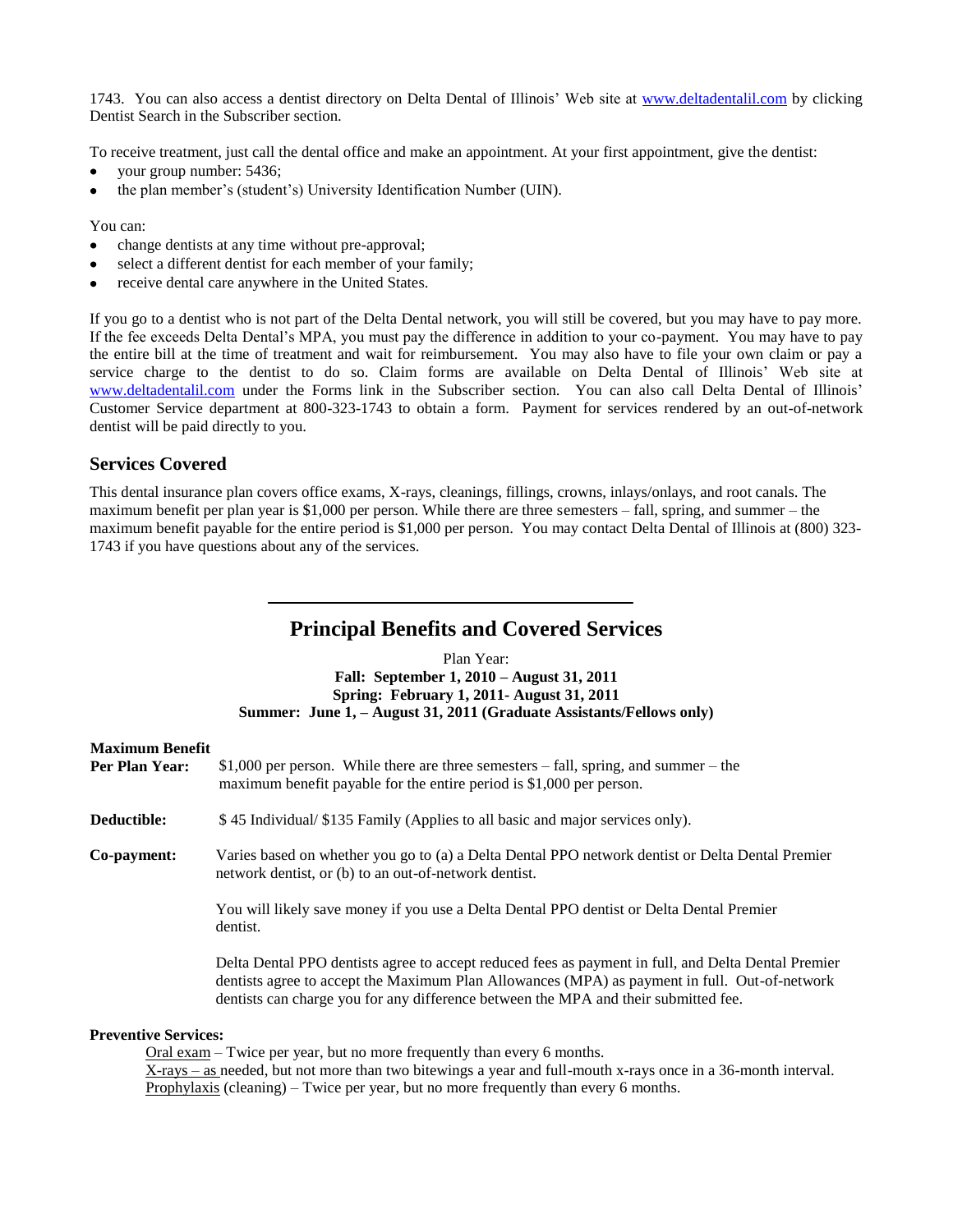1743. You can also access a dentist directory on Delta Dental of Illinois' Web site at www.deltadentalil.com by clicking Dentist Search in the Subscriber section.

To receive treatment, just call the dental office and make an appointment. At your first appointment, give the dentist:

- your group number: 5436;
- the plan member's (student's) University Identification Number (UIN).

You can:

- change dentists at any time without pre-approval;
- select a different dentist for each member of your family;
- receive dental care anywhere in the United States.

If you go to a dentist who is not part of the Delta Dental network, you will still be covered, but you may have to pay more. If the fee exceeds Delta Dental's MPA, you must pay the difference in addition to your co-payment. You may have to pay the entire bill at the time of treatment and wait for reimbursement. You may also have to file your own claim or pay a service charge to the dentist to do so. Claim forms are available on Delta Dental of Illinois' Web site at www.deltadentalil.com under the Forms link in the Subscriber section. You can also call Delta Dental of Illinois' Customer Service department at 800-323-1743 to obtain a form. Payment for services rendered by an out-of-network dentist will be paid directly to you.

## Services Covered

This dental insurance plan covers office exams, X-rays, cleanings, fillings, crowns, inlays/onlays, and root canals. The maximum benefit per plan year is $1,000 per person. While there are three semesters – fall, spring, and summer – the maximum benefit payable for the entire period is $1,000 per person. You may contact Delta Dental of Illinois at (800) 323-1743 if you have questions about any of the services.

---

## Principal Benefits and Covered Services

Plan Year:
**Fall: September 1, 2010 – August 31, 2011**
**Spring: February 1, 2011- August 31, 2011**
**Summer: June 1, – August 31, 2011 (Graduate Assistants/Fellows only)**

**Maximum Benefit Per Plan Year:** $1,000 per person. While there are three semesters – fall, spring, and summer – the maximum benefit payable for the entire period is $1,000 per person.

**Deductible:** $ 45 Individual/ $135 Family (Applies to all basic and major services only).

**Co-payment:** Varies based on whether you go to (a) a Delta Dental PPO network dentist or Delta Dental Premier network dentist, or (b) to an out-of-network dentist.

You will likely save money if you use a Delta Dental PPO dentist or Delta Dental Premier dentist.

Delta Dental PPO dentists agree to accept reduced fees as payment in full, and Delta Dental Premier dentists agree to accept the Maximum Plan Allowances (MPA) as payment in full. Out-of-network dentists can charge you for any difference between the MPA and their submitted fee.

**Preventive Services:**

Oral exam – Twice per year, but no more frequently than every 6 months.
X-rays – as needed, but not more than two bitewings a year and full-mouth x-rays once in a 36-month interval.
Prophylaxis (cleaning) – Twice per year, but no more frequently than every 6 months.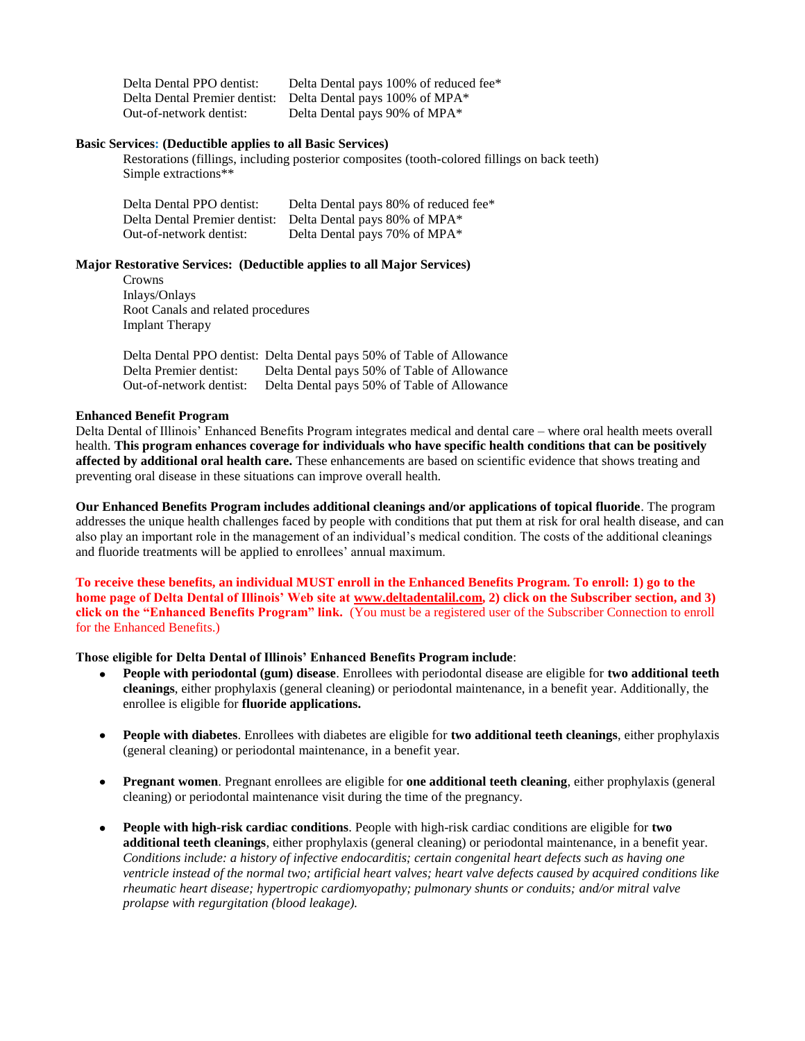| | |
|---|---|
| Delta Dental PPO dentist: | Delta Dental pays 100% of reduced fee* |
| Delta Dental Premier dentist: | Delta Dental pays 100% of MPA* |
| Out-of-network dentist: | Delta Dental pays 90% of MPA* |

**Basic Services: (Deductible applies to all Basic Services)**

Restorations (fillings, including posterior composites (tooth-colored fillings on back teeth)
Simple extractions**

| | |
|---|---|
| Delta Dental PPO dentist: | Delta Dental pays 80% of reduced fee* |
| Delta Dental Premier dentist: | Delta Dental pays 80% of MPA* |
| Out-of-network dentist: | Delta Dental pays 70% of MPA* |

**Major Restorative Services: (Deductible applies to all Major Services)**

Crowns
Inlays/Onlays
Root Canals and related procedures
Implant Therapy

| | |
|---|---|
| Delta Dental PPO dentist: | Delta Dental pays 50% of Table of Allowance |
| Delta Premier dentist: | Delta Dental pays 50% of Table of Allowance |
| Out-of-network dentist: | Delta Dental pays 50% of Table of Allowance |

**Enhanced Benefit Program**

Delta Dental of Illinois' Enhanced Benefits Program integrates medical and dental care – where oral health meets overall health. **This program enhances coverage for individuals who have specific health conditions that can be positively affected by additional oral health care.** These enhancements are based on scientific evidence that shows treating and preventing oral disease in these situations can improve overall health.

**Our Enhanced Benefits Program includes additional cleanings and/or applications of topical fluoride**. The program addresses the unique health challenges faced by people with conditions that put them at risk for oral health disease, and can also play an important role in the management of an individual's medical condition. The costs of the additional cleanings and fluoride treatments will be applied to enrollees' annual maximum.

**To receive these benefits, an individual MUST enroll in the Enhanced Benefits Program. To enroll: 1) go to the home page of Delta Dental of Illinois' Web site at www.deltadentalil.com, 2) click on the Subscriber section, and 3) click on the "Enhanced Benefits Program" link.** (You must be a registered user of the Subscriber Connection to enroll for the Enhanced Benefits.)

**Those eligible for Delta Dental of Illinois' Enhanced Benefits Program include**:

- **People with periodontal (gum) disease**. Enrollees with periodontal disease are eligible for **two additional teeth cleanings**, either prophylaxis (general cleaning) or periodontal maintenance, in a benefit year. Additionally, the enrollee is eligible for **fluoride applications.**

- **People with diabetes**. Enrollees with diabetes are eligible for **two additional teeth cleanings**, either prophylaxis (general cleaning) or periodontal maintenance, in a benefit year.

- **Pregnant women**. Pregnant enrollees are eligible for **one additional teeth cleaning**, either prophylaxis (general cleaning) or periodontal maintenance visit during the time of the pregnancy.

- **People with high-risk cardiac conditions**. People with high-risk cardiac conditions are eligible for **two additional teeth cleanings**, either prophylaxis (general cleaning) or periodontal maintenance, in a benefit year. *Conditions include: a history of infective endocarditis; certain congenital heart defects such as having one ventricle instead of the normal two; artificial heart valves; heart valve defects caused by acquired conditions like rheumatic heart disease; hypertropic cardiomyopathy; pulmonary shunts or conduits; and/or mitral valve prolapse with regurgitation (blood leakage).*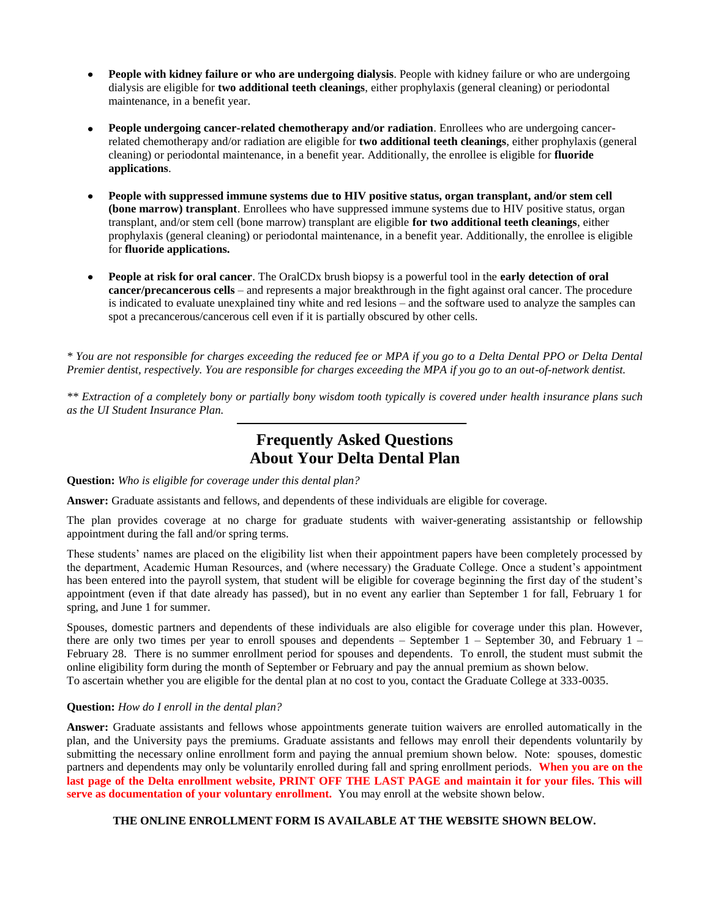- **People with kidney failure or who are undergoing dialysis**. People with kidney failure or who are undergoing dialysis are eligible for **two additional teeth cleanings**, either prophylaxis (general cleaning) or periodontal maintenance, in a benefit year.

- **People undergoing cancer-related chemotherapy and/or radiation**. Enrollees who are undergoing cancer-related chemotherapy and/or radiation are eligible for **two additional teeth cleanings**, either prophylaxis (general cleaning) or periodontal maintenance, in a benefit year. Additionally, the enrollee is eligible for **fluoride applications**.

- **People with suppressed immune systems due to HIV positive status, organ transplant, and/or stem cell (bone marrow) transplant**. Enrollees who have suppressed immune systems due to HIV positive status, organ transplant, and/or stem cell (bone marrow) transplant are eligible **for two additional teeth cleanings**, either prophylaxis (general cleaning) or periodontal maintenance, in a benefit year. Additionally, the enrollee is eligible for **fluoride applications.**

- **People at risk for oral cancer**. The OralCDx brush biopsy is a powerful tool in the **early detection of oral cancer/precancerous cells** – and represents a major breakthrough in the fight against oral cancer. The procedure is indicated to evaluate unexplained tiny white and red lesions – and the software used to analyze the samples can spot a precancerous/cancerous cell even if it is partially obscured by other cells.

*\* You are not responsible for charges exceeding the reduced fee or MPA if you go to a Delta Dental PPO or Delta Dental Premier dentist, respectively. You are responsible for charges exceeding the MPA if you go to an out-of-network dentist.*

*\*\* Extraction of a completely bony or partially bony wisdom tooth typically is covered under health insurance plans such as the UI Student Insurance Plan.*

## Frequently Asked Questions About Your Delta Dental Plan

**Question:** *Who is eligible for coverage under this dental plan?*

**Answer:** Graduate assistants and fellows, and dependents of these individuals are eligible for coverage.

The plan provides coverage at no charge for graduate students with waiver-generating assistantship or fellowship appointment during the fall and/or spring terms.

These students' names are placed on the eligibility list when their appointment papers have been completely processed by the department, Academic Human Resources, and (where necessary) the Graduate College. Once a student's appointment has been entered into the payroll system, that student will be eligible for coverage beginning the first day of the student's appointment (even if that date already has passed), but in no event any earlier than September 1 for fall, February 1 for spring, and June 1 for summer.

Spouses, domestic partners and dependents of these individuals are also eligible for coverage under this plan. However, there are only two times per year to enroll spouses and dependents – September 1 – September 30, and February 1 – February 28. There is no summer enrollment period for spouses and dependents. To enroll, the student must submit the online eligibility form during the month of September or February and pay the annual premium as shown below.
To ascertain whether you are eligible for the dental plan at no cost to you, contact the Graduate College at 333-0035.

**Question:** *How do I enroll in the dental plan?*

**Answer:** Graduate assistants and fellows whose appointments generate tuition waivers are enrolled automatically in the plan, and the University pays the premiums. Graduate assistants and fellows may enroll their dependents voluntarily by submitting the necessary online enrollment form and paying the annual premium shown below. Note: spouses, domestic partners and dependents may only be voluntarily enrolled during fall and spring enrollment periods. **When you are on the last page of the Delta enrollment website, PRINT OFF THE LAST PAGE and maintain it for your files. This will serve as documentation of your voluntary enrollment.** You may enroll at the website shown below.

**THE ONLINE ENROLLMENT FORM IS AVAILABLE AT THE WEBSITE SHOWN BELOW.**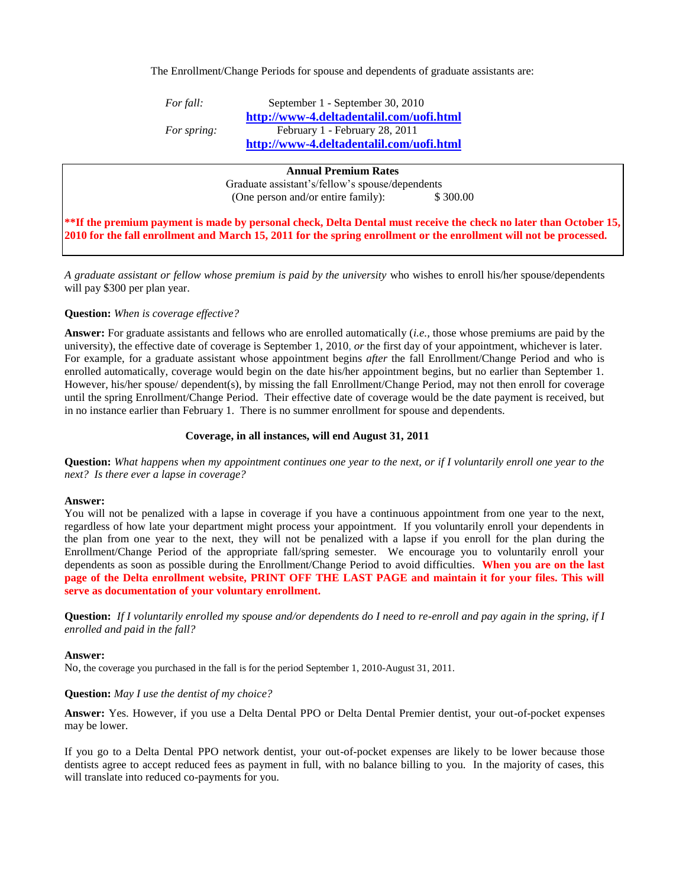The Enrollment/Change Periods for spouse and dependents of graduate assistants are:

*For fall:* September 1 - September 30, 2010
**http://www-4.deltadentalil.com/uofi.html**

*For spring:* February 1 - February 28, 2011
**http://www-4.deltadentalil.com/uofi.html**

**Annual Premium Rates**

Graduate assistant's/fellow's spouse/dependents
(One person and/or entire family): $ 300.00

**\*\*If the premium payment is made by personal check, Delta Dental must receive the check no later than October 15, 2010 for the fall enrollment and March 15, 2011 for the spring enrollment or the enrollment will not be processed.**

*A graduate assistant or fellow whose premium is paid by the university* who wishes to enroll his/her spouse/dependents will pay $300 per plan year.

**Question:** *When is coverage effective?*

**Answer:** For graduate assistants and fellows who are enrolled automatically (*i.e.,* those whose premiums are paid by the university), the effective date of coverage is September 1, 2010, *or* the first day of your appointment, whichever is later. For example, for a graduate assistant whose appointment begins *after* the fall Enrollment/Change Period and who is enrolled automatically, coverage would begin on the date his/her appointment begins, but no earlier than September 1. However, his/her spouse/ dependent(s), by missing the fall Enrollment/Change Period, may not then enroll for coverage until the spring Enrollment/Change Period. Their effective date of coverage would be the date payment is received, but in no instance earlier than February 1. There is no summer enrollment for spouse and dependents.

**Coverage, in all instances, will end August 31, 2011**

**Question:** *What happens when my appointment continues one year to the next, or if I voluntarily enroll one year to the next? Is there ever a lapse in coverage?*

**Answer:**
You will not be penalized with a lapse in coverage if you have a continuous appointment from one year to the next, regardless of how late your department might process your appointment. If you voluntarily enroll your dependents in the plan from one year to the next, they will not be penalized with a lapse if you enroll for the plan during the Enrollment/Change Period of the appropriate fall/spring semester. We encourage you to voluntarily enroll your dependents as soon as possible during the Enrollment/Change Period to avoid difficulties. **When you are on the last page of the Delta enrollment website, PRINT OFF THE LAST PAGE and maintain it for your files. This will serve as documentation of your voluntary enrollment.**

**Question:** *If I voluntarily enrolled my spouse and/or dependents do I need to re-enroll and pay again in the spring, if I enrolled and paid in the fall?*

**Answer:**
No, the coverage you purchased in the fall is for the period September 1, 2010-August 31, 2011.

**Question:** *May I use the dentist of my choice?*

**Answer:** Yes. However, if you use a Delta Dental PPO or Delta Dental Premier dentist, your out-of-pocket expenses may be lower.

If you go to a Delta Dental PPO network dentist, your out-of-pocket expenses are likely to be lower because those dentists agree to accept reduced fees as payment in full, with no balance billing to you. In the majority of cases, this will translate into reduced co-payments for you.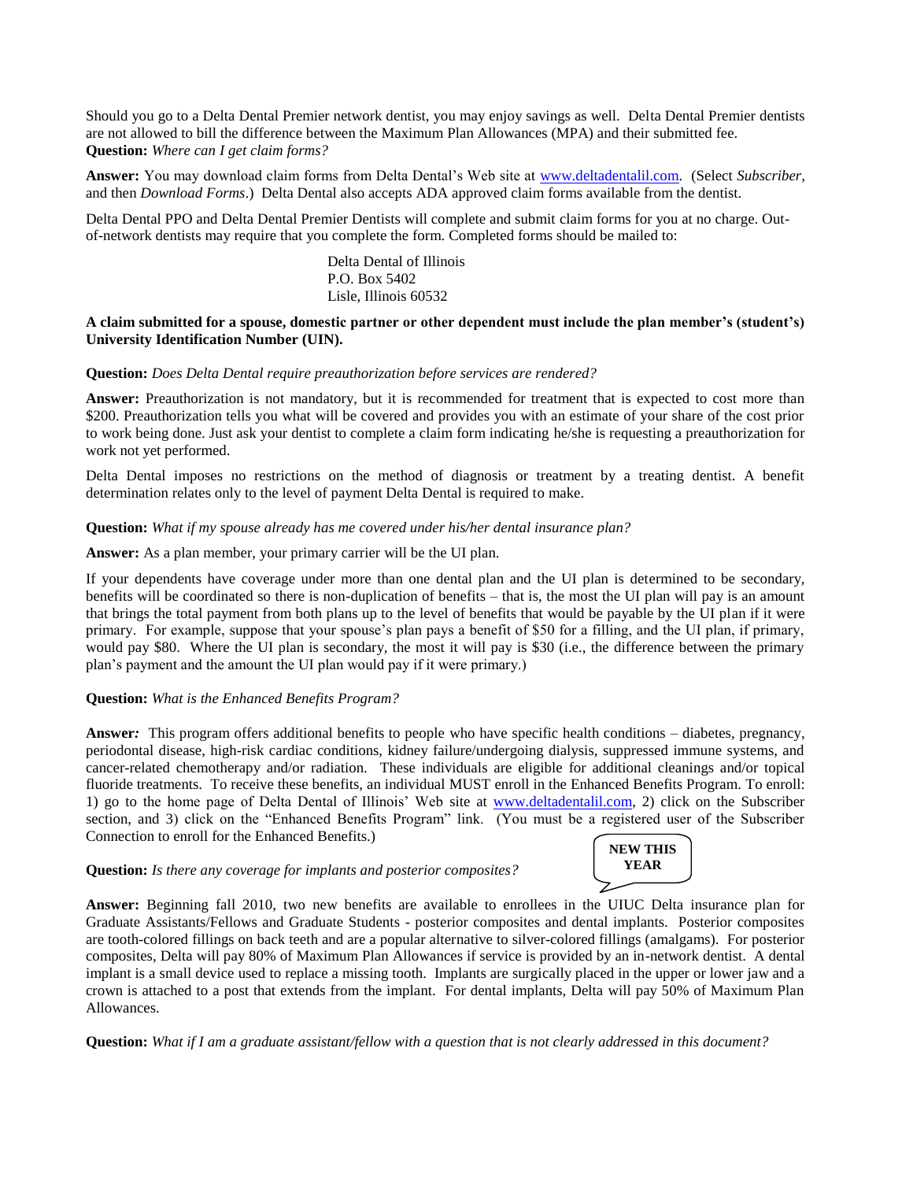Should you go to a Delta Dental Premier network dentist, you may enjoy savings as well. Delta Dental Premier dentists are not allowed to bill the difference between the Maximum Plan Allowances (MPA) and their submitted fee.

**Question:** *Where can I get claim forms?*

**Answer:** You may download claim forms from Delta Dental's Web site at www.deltadentalil.com. (Select *Subscriber*, and then *Download Forms*.) Delta Dental also accepts ADA approved claim forms available from the dentist.

Delta Dental PPO and Delta Dental Premier Dentists will complete and submit claim forms for you at no charge. Out-of-network dentists may require that you complete the form. Completed forms should be mailed to:

Delta Dental of Illinois
P.O. Box 5402
Lisle, Illinois 60532

**A claim submitted for a spouse, domestic partner or other dependent must include the plan member's (student's) University Identification Number (UIN).**

**Question:** *Does Delta Dental require preauthorization before services are rendered?*

**Answer:** Preauthorization is not mandatory, but it is recommended for treatment that is expected to cost more than $200. Preauthorization tells you what will be covered and provides you with an estimate of your share of the cost prior to work being done. Just ask your dentist to complete a claim form indicating he/she is requesting a preauthorization for work not yet performed.

Delta Dental imposes no restrictions on the method of diagnosis or treatment by a treating dentist. A benefit determination relates only to the level of payment Delta Dental is required to make.

**Question:** *What if my spouse already has me covered under his/her dental insurance plan?*

**Answer:** As a plan member, your primary carrier will be the UI plan.

If your dependents have coverage under more than one dental plan and the UI plan is determined to be secondary, benefits will be coordinated so there is non-duplication of benefits – that is, the most the UI plan will pay is an amount that brings the total payment from both plans up to the level of benefits that would be payable by the UI plan if it were primary. For example, suppose that your spouse's plan pays a benefit of $50 for a filling, and the UI plan, if primary, would pay $80. Where the UI plan is secondary, the most it will pay is $30 (i.e., the difference between the primary plan's payment and the amount the UI plan would pay if it were primary.)

**Question:** *What is the Enhanced Benefits Program?*

**Answer:** This program offers additional benefits to people who have specific health conditions – diabetes, pregnancy, periodontal disease, high-risk cardiac conditions, kidney failure/undergoing dialysis, suppressed immune systems, and cancer-related chemotherapy and/or radiation. These individuals are eligible for additional cleanings and/or topical fluoride treatments. To receive these benefits, an individual MUST enroll in the Enhanced Benefits Program. To enroll: 1) go to the home page of Delta Dental of Illinois' Web site at www.deltadentalil.com, 2) click on the Subscriber section, and 3) click on the "Enhanced Benefits Program" link. (You must be a registered user of the Subscriber Connection to enroll for the Enhanced Benefits.)

**NEW THIS YEAR**

**Question:** *Is there any coverage for implants and posterior composites?*

**Answer:** Beginning fall 2010, two new benefits are available to enrollees in the UIUC Delta insurance plan for Graduate Assistants/Fellows and Graduate Students - posterior composites and dental implants. Posterior composites are tooth-colored fillings on back teeth and are a popular alternative to silver-colored fillings (amalgams). For posterior composites, Delta will pay 80% of Maximum Plan Allowances if service is provided by an in-network dentist. A dental implant is a small device used to replace a missing tooth. Implants are surgically placed in the upper or lower jaw and a crown is attached to a post that extends from the implant. For dental implants, Delta will pay 50% of Maximum Plan Allowances.

**Question:** *What if I am a graduate assistant/fellow with a question that is not clearly addressed in this document?*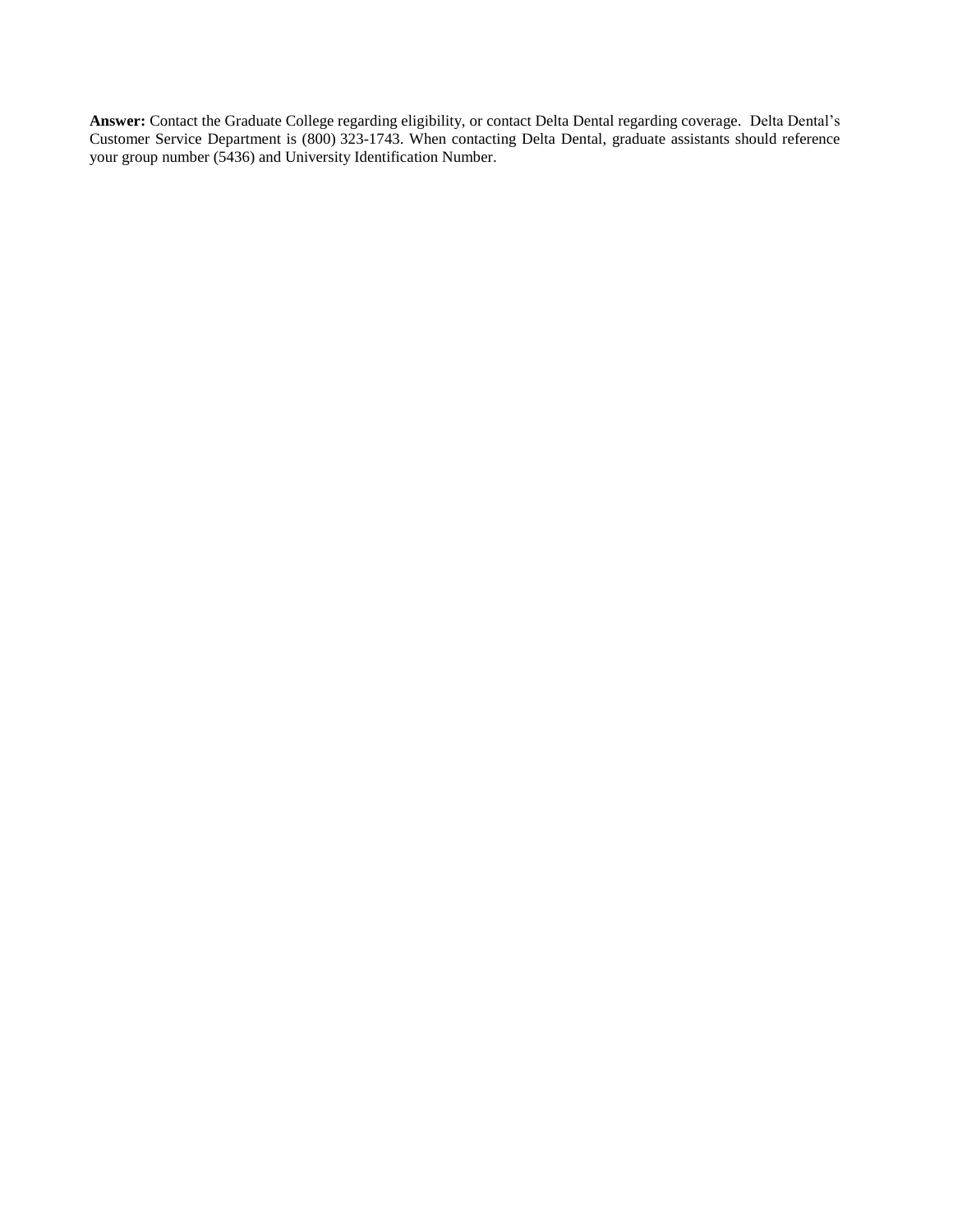**Answer:** Contact the Graduate College regarding eligibility, or contact Delta Dental regarding coverage. Delta Dental's Customer Service Department is (800) 323-1743. When contacting Delta Dental, graduate assistants should reference your group number (5436) and University Identification Number.